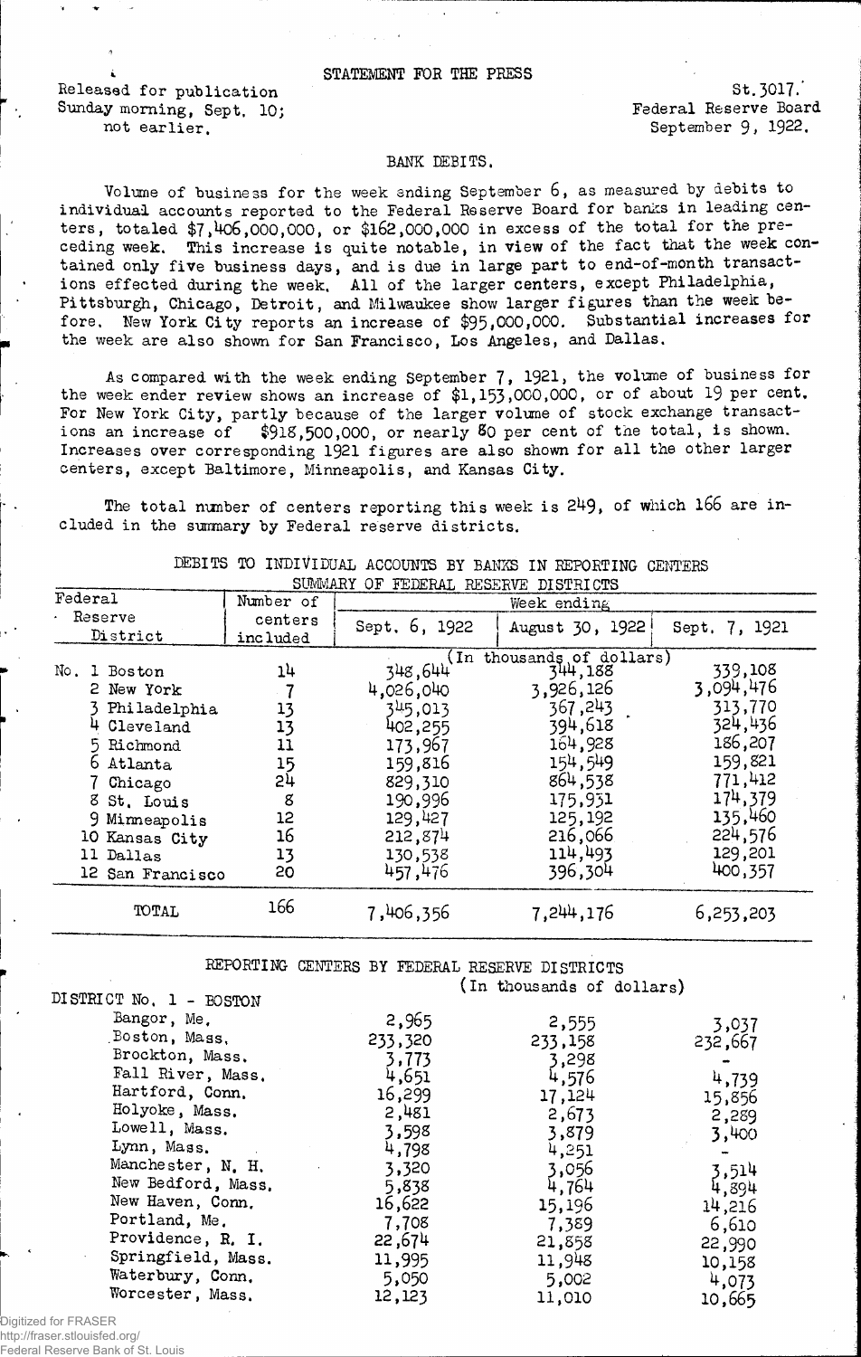STATEMENT FOR THE PRESS

Released for publication Sunday morning, Sept. 10; not earlier.

St. 3017.
Federal Reserve Board
September 9, 1922.

## BANK DEBITS.

Volume of business for the week ending September 6, as measured by debits to individual accounts reported to the Federal Reserve Board for banks in leading centers, totaled $7,406,000,000, or $162,000,000 in excess of the total for the preceding week. This increase is quite notable, in view of the fact that the week contained only five business days, and is due in large part to end-of-month transactions effected during the week. All of the larger centers, except Philadelphia, Pittsburgh, Chicago, Detroit, and Milwaukee show larger figures than the week before. New York City reports an increase of $95,000,000. Substantial increases for the week are also shown for San Francisco, Los Angeles, and Dallas.

As compared with the week ending September 7, 1921, the volume of business for the week under review shows an increase of $1,153,000,000, or of about 19 per cent. For New York City, partly because of the larger volume of stock exchange transactions an increase of $918,500,000, or nearly 80 per cent of the total, is shown. Increases over corresponding 1921 figures are also shown for all the other larger centers, except Baltimore, Minneapolis, and Kansas City.

The total number of centers reporting this week is 249, of which 166 are included in the summary by Federal reserve districts.

DEBITS TO INDIVIDUAL ACCOUNTS BY BANKS IN REPORTING CENTERS
SUMMARY OF FEDERAL RESERVE DISTRICTS

| Federal Reserve District | Number of centers included | Week ending Sept. 6, 1922 | August 30, 1922 | Sept. 7, 1921 |
|---|---|---|---|---|
| | | (In thousands of dollars) | | |
| No. 1 Boston | 14 | 348,644 | 344,188 | 339,108 |
| 2 New York | 7 | 4,026,040 | 3,926,126 | 3,094,476 |
| 3 Philadelphia | 13 | 345,013 | 367,243 | 313,770 |
| 4 Cleveland | 13 | 402,255 | 394,618 | 324,436 |
| 5 Richmond | 11 | 173,967 | 164,928 | 186,207 |
| 6 Atlanta | 15 | 159,816 | 154,549 | 159,821 |
| 7 Chicago | 24 | 829,310 | 864,538 | 771,412 |
| 8 St. Louis | 8 | 190,996 | 175,931 | 174,379 |
| 9 Minneapolis | 12 | 129,427 | 125,192 | 135,460 |
| 10 Kansas City | 16 | 212,874 | 216,066 | 224,576 |
| 11 Dallas | 13 | 130,538 | 114,493 | 129,201 |
| 12 San Francisco | 20 | 457,476 | 396,304 | 400,357 |
| TOTAL | 166 | 7,406,356 | 7,244,176 | 6,253,203 |

REPORTING CENTERS BY FEDERAL RESERVE DISTRICTS
(In thousands of dollars)

| DISTRICT No. 1 - BOSTON | | | |
|---|---|---|---|
| Bangor, Me. | 2,965 | 2,555 | 3,037 |
| Boston, Mass. | 233,320 | 233,158 | 232,667 |
| Brockton, Mass. | 3,773 | 3,298 | - |
| Fall River, Mass. | 4,651 | 4,576 | 4,739 |
| Hartford, Conn. | 16,299 | 17,124 | 15,856 |
| Holyoke, Mass. | 2,481 | 2,673 | 2,289 |
| Lowell, Mass. | 3,598 | 3,879 | 3,400 |
| Lynn, Mass. | 4,798 | 4,251 | - |
| Manchester, N. H. | 3,320 | 3,056 | 3,514 |
| New Bedford, Mass. | 5,838 | 4,764 | 4,894 |
| New Haven, Conn. | 16,622 | 15,196 | 14,216 |
| Portland, Me. | 7,708 | 7,389 | 6,610 |
| Providence, R. I. | 22,674 | 21,858 | 22,990 |
| Springfield, Mass. | 11,995 | 11,948 | 10,158 |
| Waterbury, Conn. | 5,050 | 5,002 | 4,073 |
| Worcester, Mass. | 12,123 | 11,010 | 10,665 |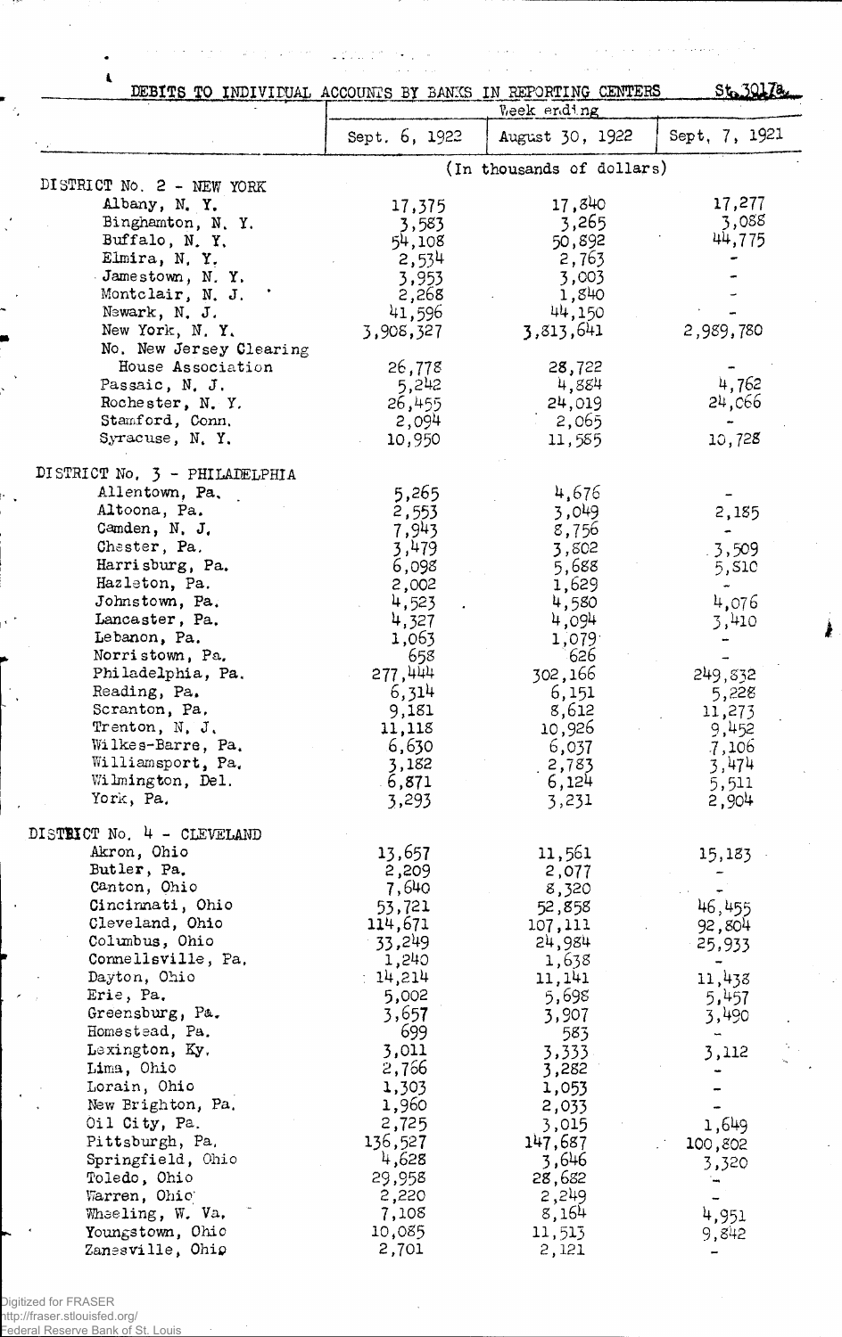St. 3017a.

**DEBITS TO INDIVIDUAL ACCOUNTS BY BANKS IN REPORTING CENTERS**

| | Week ending | | |
|---|---|---|---|
| | Sept. 6, 1922 | August 30, 1922 | Sept. 7, 1921 |
| | (In thousands of dollars) | | |
| **DISTRICT No. 2 - NEW YORK** | | | |
| Albany, N. Y. | 17,375 | 17,840 | 17,277 |
| Binghamton, N. Y. | 3,583 | 3,265 | 3,088 |
| Buffalo, N. Y. | 54,108 | 50,892 | 44,775 |
| Elmira, N. Y. | 2,534 | 2,763 | - |
| Jamestown, N. Y. | 3,953 | 3,003 | - |
| Montclair, N. J. | 2,268 | 1,840 | - |
| Newark, N. J. | 41,596 | 44,150 | - |
| New York, N. Y. | 3,908,327 | 3,813,641 | 2,989,780 |
| No. New Jersey Clearing House Association | 26,778 | 28,722 | - |
| Passaic, N. J. | 5,242 | 4,884 | 4,762 |
| Rochester, N. Y. | 26,455 | 24,019 | 24,066 |
| Stamford, Conn. | 2,094 | 2,065 | - |
| Syracuse, N. Y. | 10,950 | 11,585 | 10,728 |
| **DISTRICT No. 3 - PHILADELPHIA** | | | |
| Allentown, Pa. | 5,265 | 4,676 | - |
| Altoona, Pa. | 2,553 | 3,049 | 2,185 |
| Camden, N. J. | 7,943 | 8,756 | - |
| Chester, Pa. | 3,479 | 3,802 | 3,509 |
| Harrisburg, Pa. | 6,098 | 5,688 | 5,810 |
| Hazleton, Pa. | 2,002 | 1,629 | - |
| Johnstown, Pa. | 4,523 | 4,580 | 4,076 |
| Lancaster, Pa. | 4,327 | 4,094 | 3,410 |
| Lebanon, Pa. | 1,063 | 1,079 | - |
| Norristown, Pa. | 658 | 626 | - |
| Philadelphia, Pa. | 277,444 | 302,166 | 249,832 |
| Reading, Pa. | 6,314 | 6,151 | 5,228 |
| Scranton, Pa. | 9,181 | 8,612 | 11,273 |
| Trenton, N. J. | 11,118 | 10,926 | 9,452 |
| Wilkes-Barre, Pa. | 6,630 | 6,037 | 7,106 |
| Williamsport, Pa. | 3,182 | 2,783 | 3,474 |
| Wilmington, Del. | 6,871 | 6,124 | 5,511 |
| York, Pa. | 3,293 | 3,231 | 2,904 |
| **DISTRICT No. 4 - CLEVELAND** | | | |
| Akron, Ohio | 13,657 | 11,561 | 15,183 |
| Butler, Pa. | 2,209 | 2,077 | - |
| Canton, Ohio | 7,640 | 8,320 | - |
| Cincinnati, Ohio | 53,721 | 52,858 | 46,455 |
| Cleveland, Ohio | 114,671 | 107,111 | 92,804 |
| Columbus, Ohio | 33,249 | 24,984 | 25,933 |
| Connellsville, Pa. | 1,240 | 1,638 | - |
| Dayton, Ohio | 14,214 | 11,141 | 11,438 |
| Erie, Pa. | 5,002 | 5,698 | 5,457 |
| Greensburg, Pa. | 3,657 | 3,907 | 3,490 |
| Homestead, Pa. | 699 | 583 | - |
| Lexington, Ky. | 3,011 | 3,333 | 3,112 |
| Lima, Ohio | 2,766 | 3,282 | - |
| Lorain, Ohio | 1,303 | 1,053 | - |
| New Brighton, Pa. | 1,960 | 2,033 | - |
| Oil City, Pa. | 2,725 | 3,015 | 1,649 |
| Pittsburgh, Pa. | 136,527 | 147,687 | 100,802 |
| Springfield, Ohio | 4,628 | 3,646 | 3,320 |
| Toledo, Ohio | 29,958 | 28,682 | - |
| Warren, Ohio | 2,220 | 2,249 | - |
| Wheeling, W. Va. | 7,108 | 8,164 | 4,951 |
| Youngstown, Ohio | 10,085 | 11,513 | 9,842 |
| Zanesville, Ohio | 2,701 | 2,121 | - |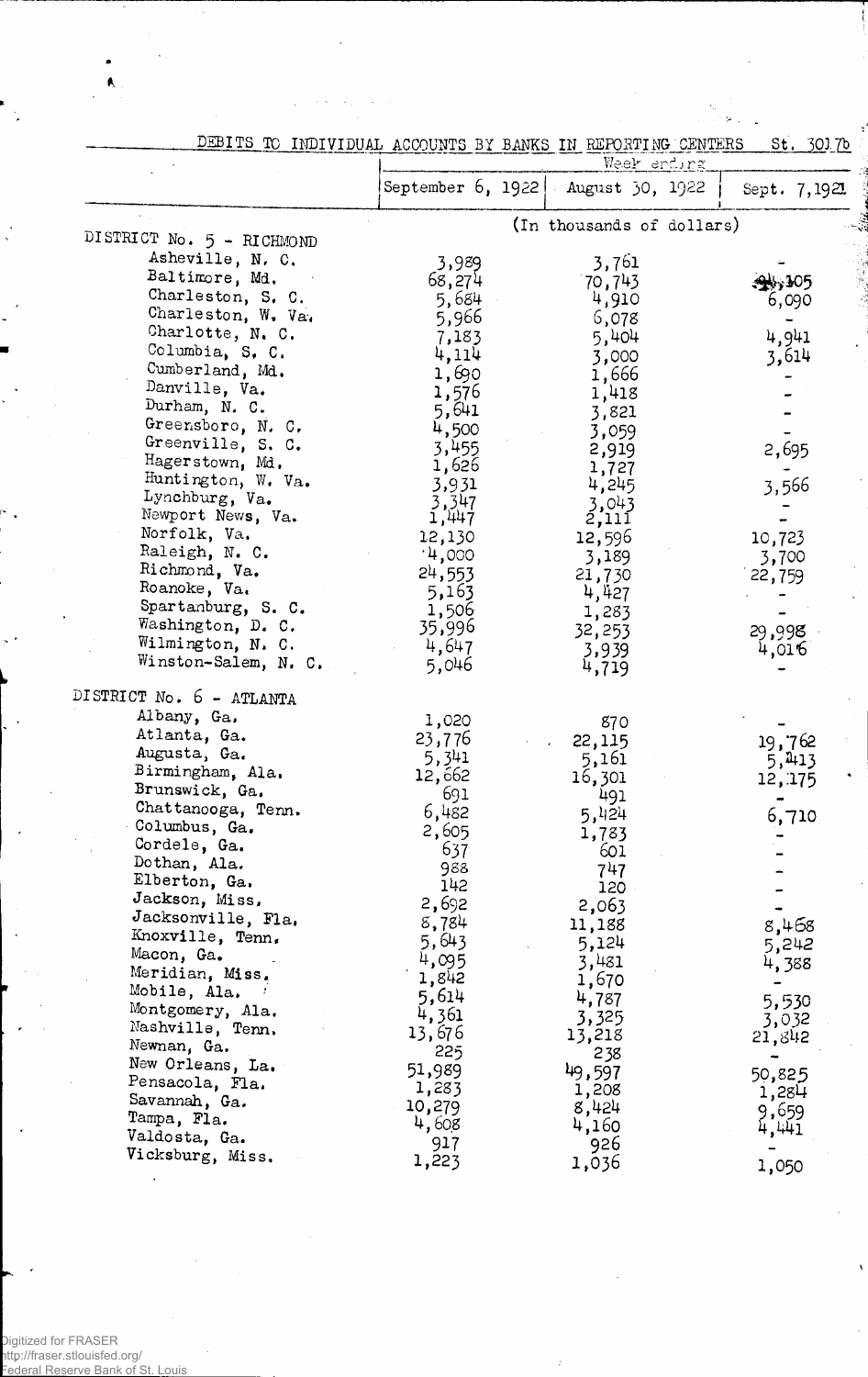## DEBITS TO INDIVIDUAL ACCOUNTS BY BANKS IN REPORTING CENTERS

St. 301.7b

| | Week ending | | |
|---|---|---|---|
| | September 6, 1922 | August 30, 1922 | Sept. 7, 1921 |
| | (In thousands of dollars) | | |
| **DISTRICT No. 5 - RICHMOND** | | | |
| Asheville, N. C. | 3,989 | 3,761 | - |
| Baltimore, Md. | 68,274 | 70,743 | 94,305 |
| Charleston, S. C. | 5,684 | 4,910 | 6,090 |
| Charleston, W. Va. | 5,966 | 6,078 | - |
| Charlotte, N. C. | 7,183 | 5,404 | 4,941 |
| Columbia, S. C. | 4,114 | 3,000 | 3,614 |
| Cumberland, Md. | 1,690 | 1,666 | - |
| Danville, Va. | 1,576 | 1,418 | - |
| Durham, N. C. | 5,641 | 3,821 | - |
| Greensboro, N. C. | 4,500 | 3,059 | - |
| Greenville, S. C. | 3,455 | 2,919 | 2,695 |
| Hagerstown, Md. | 1,626 | 1,727 | - |
| Huntington, W. Va. | 3,931 | 4,245 | 3,566 |
| Lynchburg, Va. | 3,347 | 3,043 | - |
| Newport News, Va. | 1,447 | 2,111 | - |
| Norfolk, Va. | 12,130 | 12,596 | 10,723 |
| Raleigh, N. C. | 4,000 | 3,189 | 3,700 |
| Richmond, Va. | 24,553 | 21,730 | 22,759 |
| Roanoke, Va. | 5,163 | 4,427 | - |
| Spartanburg, S. C. | 1,506 | 1,283 | - |
| Washington, D. C. | 35,996 | 32,253 | 29,998 |
| Wilmington, N. C. | 4,647 | 3,939 | 4,016 |
| Winston-Salem, N. C. | 5,046 | 4,719 | - |
| **DISTRICT No. 6 - ATLANTA** | | | |
| Albany, Ga. | 1,020 | 870 | - |
| Atlanta, Ga. | 23,776 | 22,115 | 19,762 |
| Augusta, Ga. | 5,341 | 5,161 | 5,413 |
| Birmingham, Ala. | 12,662 | 16,301 | 12,175 |
| Brunswick, Ga. | 691 | 491 | - |
| Chattanooga, Tenn. | 6,482 | 5,424 | 6,710 |
| Columbus, Ga. | 2,605 | 1,783 | - |
| Cordele, Ga. | 637 | 601 | - |
| Dothan, Ala. | 988 | 747 | - |
| Elberton, Ga. | 142 | 120 | - |
| Jackson, Miss. | 2,692 | 2,063 | - |
| Jacksonville, Fla. | 8,784 | 11,188 | 8,468 |
| Knoxville, Tenn. | 5,643 | 5,124 | 5,242 |
| Macon, Ga. | 4,095 | 3,481 | 4,388 |
| Meridian, Miss. | 1,842 | 1,670 | - |
| Mobile, Ala. | 5,614 | 4,787 | 5,530 |
| Montgomery, Ala. | 4,361 | 3,325 | 3,032 |
| Nashville, Tenn. | 13,676 | 13,218 | 21,842 |
| Newnan, Ga. | 225 | 238 | - |
| New Orleans, La. | 51,989 | 49,597 | 50,825 |
| Pensacola, Fla. | 1,283 | 1,208 | 1,284 |
| Savannah, Ga. | 10,279 | 8,424 | 9,659 |
| Tampa, Fla. | 4,608 | 4,160 | 4,441 |
| Valdosta, Ga. | 917 | 926 | - |
| Vicksburg, Miss. | 1,223 | 1,036 | 1,050 |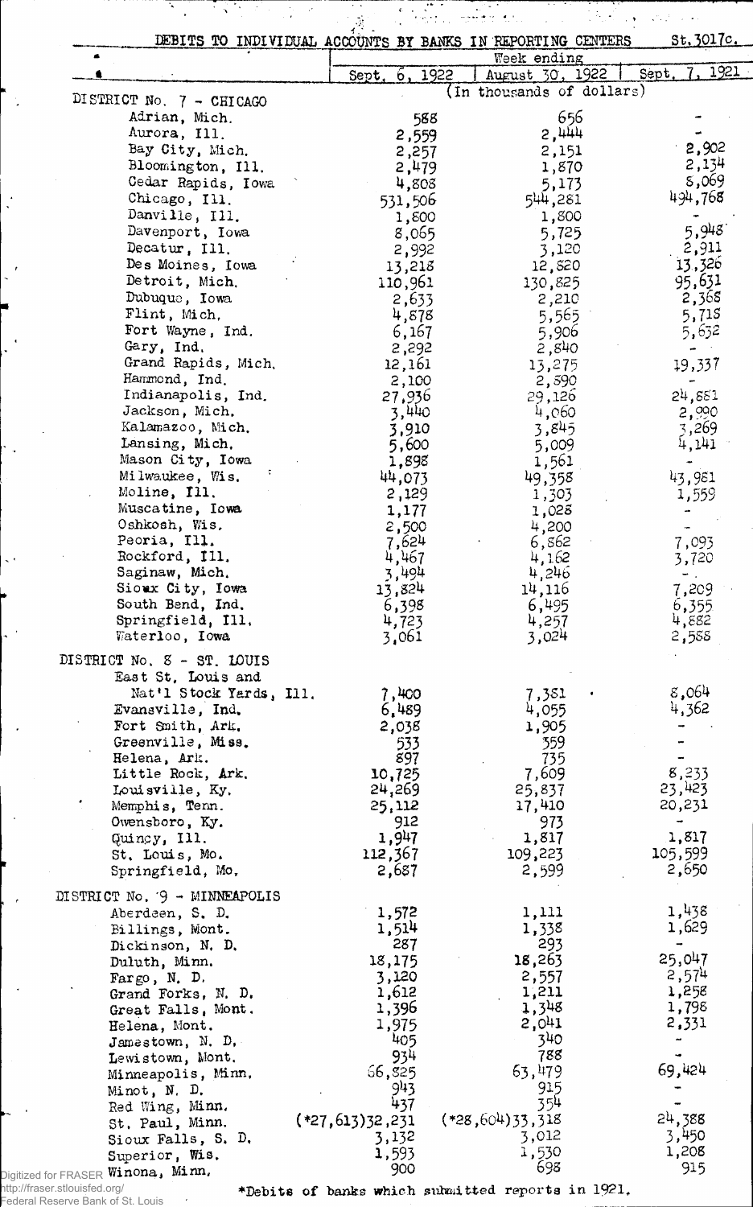## DEBITS TO INDIVIDUAL ACCOUNTS BY BANKS IN REPORTING CENTERS

St.3017c.

| | Week ending | | |
|---|---|---|---|
| | Sept. 6, 1922 | August 30, 1922 | Sept. 7, 1921 |
| | (In thousands of dollars) | | |
| **DISTRICT No. 7 - CHICAGO** | | | |
| Adrian, Mich. | 588 | 656 | - |
| Aurora, Ill. | 2,559 | 2,444 | - |
| Bay City, Mich. | 2,257 | 2,151 | 2,902 |
| Bloomington, Ill. | 2,479 | 1,870 | 2,134 |
| Cedar Rapids, Iowa | 4,808 | 5,173 | 8,069 |
| Chicago, Ill. | 531,506 | 544,281 | 494,768 |
| Danville, Ill. | 1,800 | 1,800 | - |
| Davenport, Iowa | 8,065 | 5,725 | 5,948 |
| Decatur, Ill. | 2,992 | 3,120 | 2,911 |
| Des Moines, Iowa | 13,218 | 12,820 | 13,326 |
| Detroit, Mich. | 110,961 | 130,825 | 95,631 |
| Dubuque, Iowa | 2,633 | 2,210 | 2,368 |
| Flint, Mich. | 4,878 | 5,565 | 5,718 |
| Fort Wayne, Ind. | 6,167 | 5,906 | 5,652 |
| Gary, Ind. | 2,292 | 2,840 | - |
| Grand Rapids, Mich. | 12,161 | 13,275 | 19,337 |
| Hammond, Ind. | 2,100 | 2,590 | - |
| Indianapolis, Ind. | 27,936 | 29,126 | 24,881 |
| Jackson, Mich. | 3,440 | 4,060 | 2,990 |
| Kalamazoo, Mich. | 3,910 | 3,845 | 3,269 |
| Lansing, Mich. | 5,600 | 5,009 | 4,141 |
| Mason City, Iowa | 1,898 | 1,561 | - |
| Milwaukee, Wis. | 44,073 | 49,358 | 43,981 |
| Moline, Ill. | 2,129 | 1,303 | 1,559 |
| Muscatine, Iowa | 1,177 | 1,028 | - |
| Oshkosh, Wis. | 2,500 | 4,200 | - |
| Peoria, Ill. | 7,624 | 6,862 | 7,093 |
| Rockford, Ill. | 4,467 | 4,162 | 3,720 |
| Saginaw, Mich. | 3,494 | 4,246 | - |
| Sioux City, Iowa | 13,824 | 14,116 | 7,209 |
| South Bend, Ind. | 6,398 | 6,495 | 6,355 |
| Springfield, Ill. | 4,723 | 4,257 | 4,882 |
| Waterloo, Iowa | 3,061 | 3,024 | 2,588 |
| **DISTRICT No. 8 - ST. LOUIS** | | | |
| East St. Louis and Nat'l Stock Yards, Ill. | 7,400 | 7,381 | 8,064 |
| Evansville, Ind. | 6,489 | 4,055 | 4,362 |
| Fort Smith, Ark. | 2,038 | 1,905 | - |
| Greenville, Miss. | 533 | 559 | - |
| Helena, Ark. | 897 | 735 | - |
| Little Rock, Ark. | 10,725 | 7,609 | 8,233 |
| Louisville, Ky. | 24,269 | 25,837 | 23,423 |
| Memphis, Tenn. | 25,112 | 17,410 | 20,231 |
| Owensboro, Ky. | 912 | 973 | - |
| Quincy, Ill. | 1,947 | 1,817 | 1,817 |
| St. Louis, Mo. | 112,367 | 109,223 | 105,599 |
| Springfield, Mo. | 2,687 | 2,599 | 2,650 |
| **DISTRICT No. 9 - MINNEAPOLIS** | | | |
| Aberdeen, S. D. | 1,572 | 1,111 | 1,438 |
| Billings, Mont. | 1,514 | 1,338 | 1,629 |
| Dickinson, N. D. | 287 | 293 | - |
| Duluth, Minn. | 18,175 | 18,263 | 25,047 |
| Fargo, N. D. | 3,120 | 2,557 | 2,574 |
| Grand Forks, N. D. | 1,612 | 1,211 | 1,258 |
| Great Falls, Mont. | 1,396 | 1,348 | 1,798 |
| Helena, Mont. | 1,975 | 2,041 | 2,331 |
| Jamestown, N. D. | 405 | 340 | - |
| Lewistown, Mont. | 934 | 788 | - |
| Minneapolis, Minn. | 66,825 | 63,479 | 69,424 |
| Minot, N. D. | 943 | 915 | - |
| Red Wing, Minn. | 437 | 354 | - |
| St. Paul, Minn. | (*27,613)32,231 | (*28,604)33,318 | 24,388 |
| Sioux Falls, S. D. | 3,132 | 3,012 | 3,450 |
| Superior, Wis. | 1,593 | 1,530 | 1,208 |
| Winona, Minn. | 900 | 698 | 915 |

*Debits of banks which submitted reports in 1921.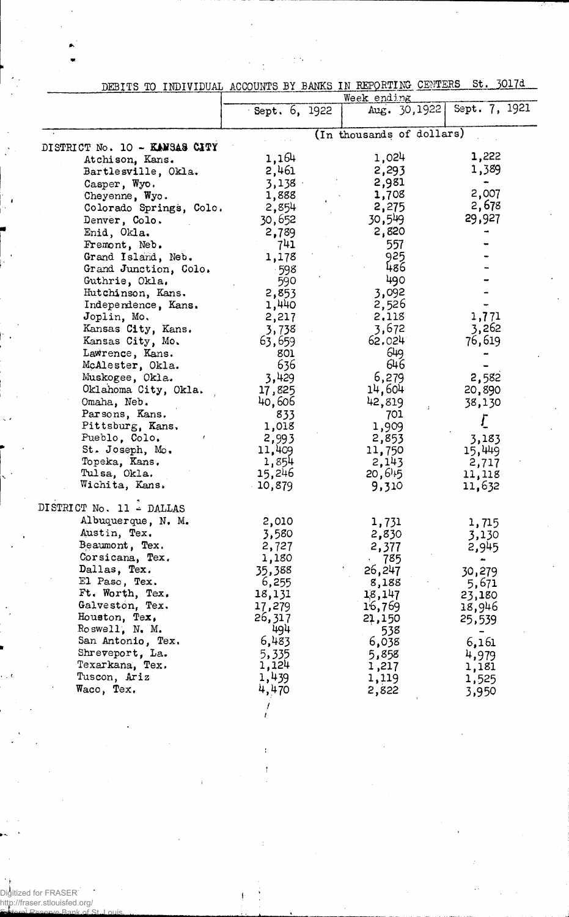DEBITS TO INDIVIDUAL ACCOUNTS BY BANKS IN REPORTING CENTERS St. 3017d

| | Week ending | | |
|---|---|---|---|
| | Sept. 6, 1922 | Aug. 30, 1922 | Sept. 7, 1921 |
| | (In thousands of dollars) | | |
| DISTRICT No. 10 - KANSAS CITY | | | |
| Atchison, Kans. | 1,164 | 1,024 | 1,222 |
| Bartlesville, Okla. | 2,461 | 2,293 | 1,389 |
| Casper, Wyo. | 3,138 | 2,981 | - |
| Cheyenne, Wyo. | 1,888 | 1,708 | 2,007 |
| Colorado Springs, Colo. | 2,854 | 2,275 | 2,678 |
| Denver, Colo. | 30,652 | 30,549 | 29,927 |
| Enid, Okla. | 2,789 | 2,820 | - |
| Fremont, Neb. | 741 | 557 | - |
| Grand Island, Neb. | 1,178 | 925 | - |
| Grand Junction, Colo. | 598 | 486 | - |
| Guthrie, Okla. | 590 | 490 | - |
| Hutchinson, Kans. | 2,853 | 3,092 | - |
| Independence, Kans. | 1,440 | 2,526 | - |
| Joplin, Mo. | 2,217 | 2,118 | 1,771 |
| Kansas City, Kans. | 3,738 | 3,672 | 3,262 |
| Kansas City, Mo. | 63,659 | 62,024 | 76,619 |
| Lawrence, Kans. | 801 | 649 | - |
| McAlester, Okla. | 636 | 646 | - |
| Muskogee, Okla. | 3,429 | 6,279 | 2,582 |
| Oklahoma City, Okla. | 17,825 | 14,604 | 20,890 |
| Omaha, Neb. | 40,606 | 42,819 | 38,130 |
| Parsons, Kans. | 833 | 701 | - |
| Pittsburg, Kans. | 1,018 | 1,909 | - |
| Pueblo, Colo. | 2,993 | 2,853 | 3,183 |
| St. Joseph, Mo. | 11,409 | 11,750 | 15,449 |
| Topeka, Kans. | 1,854 | 2,143 | 2,717 |
| Tulsa, Okla. | 15,246 | 20,645 | 11,118 |
| Wichita, Kans. | 10,879 | 9,310 | 11,632 |
| DISTRICT No. 11 - DALLAS | | | |
| Albuquerque, N. M. | 2,010 | 1,731 | 1,715 |
| Austin, Tex. | 3,580 | 2,830 | 3,130 |
| Beaumont, Tex. | 2,727 | 2,377 | 2,945 |
| Corsicana, Tex. | 1,180 | 785 | - |
| Dallas, Tex. | 35,388 | 26,247 | 30,279 |
| El Paso, Tex. | 6,255 | 8,188 | 5,671 |
| Ft. Worth, Tex. | 18,131 | 18,147 | 23,180 |
| Galveston, Tex. | 17,279 | 16,769 | 18,946 |
| Houston, Tex. | 26,317 | 21,150 | 25,539 |
| Roswell, N. M. | 494 | 538 | - |
| San Antonio, Tex. | 6,483 | 6,038 | 6,161 |
| Shreveport, La. | 5,335 | 5,858 | 4,979 |
| Texarkana, Tex. | 1,124 | 1,217 | 1,181 |
| Tuscon, Ariz | 1,439 | 1,119 | 1,525 |
| Waco, Tex. | 4,470 | 2,822 | 3,950 |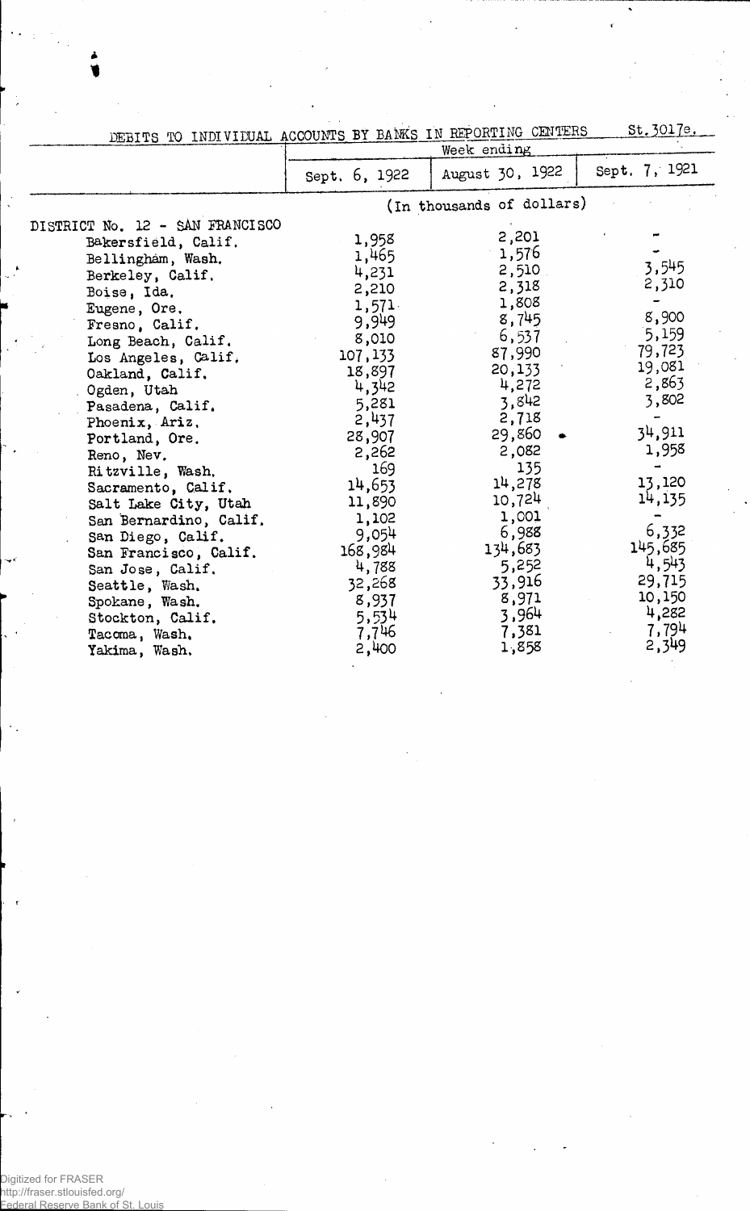DEBITS TO INDIVIDUAL ACCOUNTS BY BANKS IN REPORTING CENTERS St.3017e.

| | Week ending | | |
|---|---|---|---|
| | Sept. 6, 1922 | August 30, 1922 | Sept. 7, 1921 |
| | (In thousands of dollars) | | |
| DISTRICT No. 12 - SAN FRANCISCO | | | |
| Bakersfield, Calif. | 1,958 | 2,201 | - |
| Bellingham, Wash. | 1,465 | 1,576 | - |
| Berkeley, Calif. | 4,231 | 2,510 | 3,545 |
| Boise, Ida. | 2,210 | 2,318 | 2,310 |
| Eugene, Ore. | 1,571 | 1,808 | - |
| Fresno, Calif. | 9,949 | 8,745 | 8,900 |
| Long Beach, Calif. | 8,010 | 6,537 | 5,159 |
| Los Angeles, Calif. | 107,133 | 87,990 | 79,723 |
| Oakland, Calif. | 18,897 | 20,133 | 19,081 |
| Ogden, Utah | 4,342 | 4,272 | 2,863 |
| Pasadena, Calif. | 5,281 | 3,842 | 3,802 |
| Phoenix, Ariz. | 2,437 | 2,718 | - |
| Portland, Ore. | 28,907 | 29,860 | 34,911 |
| Reno, Nev. | 2,262 | 2,082 | 1,958 |
| Ritzville, Wash. | 169 | 135 | - |
| Sacramento, Calif. | 14,653 | 14,278 | 13,120 |
| Salt Lake City, Utah | 11,890 | 10,724 | 14,135 |
| San Bernardino, Calif. | 1,102 | 1,001 | - |
| San Diego, Calif. | 9,054 | 6,988 | 6,332 |
| San Francisco, Calif. | 168,984 | 134,683 | 145,685 |
| San Jose, Calif. | 4,788 | 5,252 | 4,543 |
| Seattle, Wash. | 32,268 | 33,916 | 29,715 |
| Spokane, Wash. | 8,937 | 8,971 | 10,150 |
| Stockton, Calif. | 5,534 | 3,964 | 4,282 |
| Tacoma, Wash. | 7,746 | 7,381 | 7,794 |
| Yakima, Wash. | 2,400 | 1,858 | 2,349 |